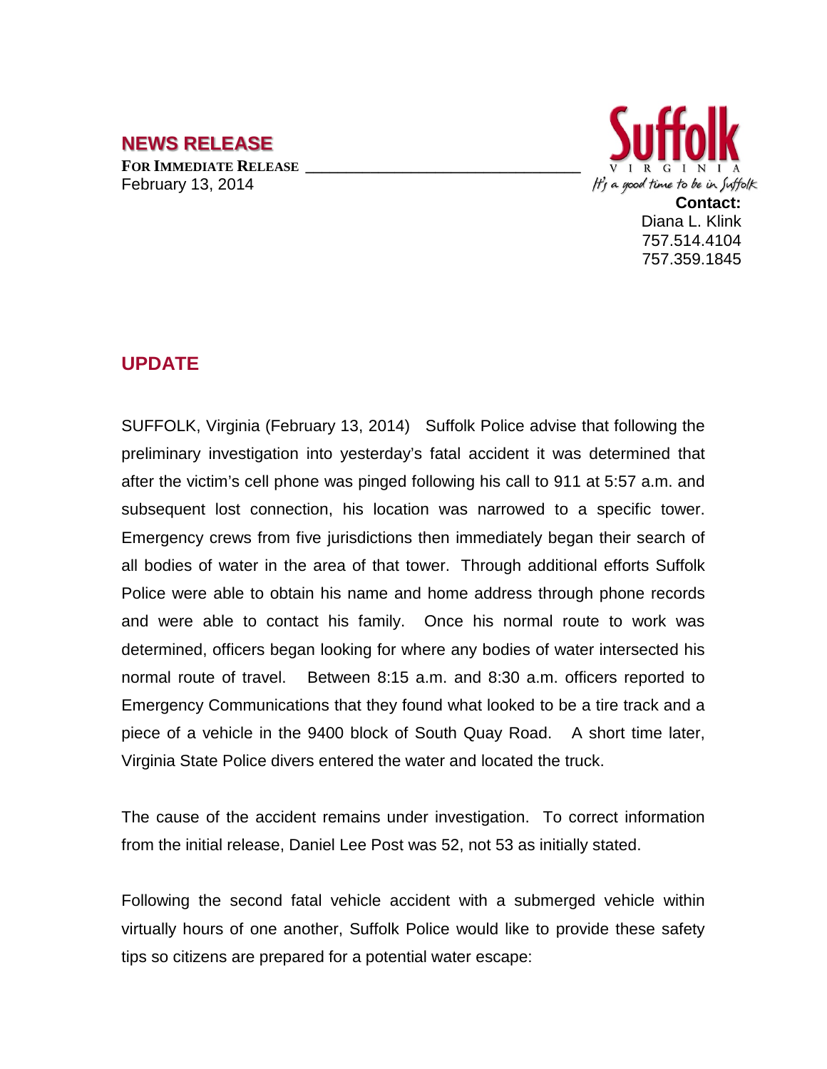## NEWS RELEASE

**FOR IMMEDIATE RELEASE**
February 13, 2014

Suffolk
VIRGINIA
It's a good time to be in Suffolk

**Contact:**
Diana L. Klink
757.514.4104
757.359.1845

## UPDATE

SUFFOLK, Virginia (February 13, 2014) Suffolk Police advise that following the preliminary investigation into yesterday's fatal accident it was determined that after the victim's cell phone was pinged following his call to 911 at 5:57 a.m. and subsequent lost connection, his location was narrowed to a specific tower. Emergency crews from five jurisdictions then immediately began their search of all bodies of water in the area of that tower. Through additional efforts Suffolk Police were able to obtain his name and home address through phone records and were able to contact his family. Once his normal route to work was determined, officers began looking for where any bodies of water intersected his normal route of travel. Between 8:15 a.m. and 8:30 a.m. officers reported to Emergency Communications that they found what looked to be a tire track and a piece of a vehicle in the 9400 block of South Quay Road. A short time later, Virginia State Police divers entered the water and located the truck.

The cause of the accident remains under investigation. To correct information from the initial release, Daniel Lee Post was 52, not 53 as initially stated.

Following the second fatal vehicle accident with a submerged vehicle within virtually hours of one another, Suffolk Police would like to provide these safety tips so citizens are prepared for a potential water escape: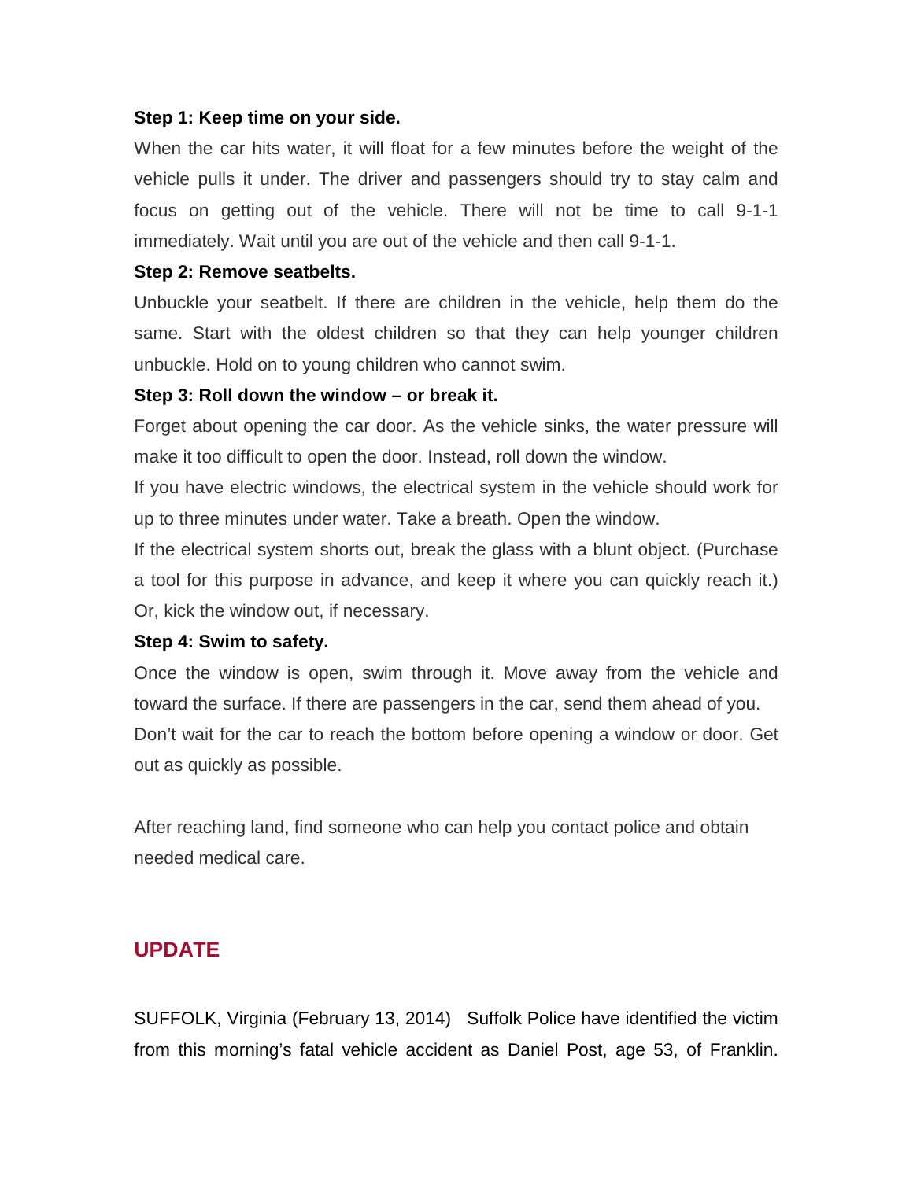**Step 1: Keep time on your side.**

When the car hits water, it will float for a few minutes before the weight of the vehicle pulls it under. The driver and passengers should try to stay calm and focus on getting out of the vehicle. There will not be time to call 9-1-1 immediately. Wait until you are out of the vehicle and then call 9-1-1.

**Step 2: Remove seatbelts.**

Unbuckle your seatbelt. If there are children in the vehicle, help them do the same. Start with the oldest children so that they can help younger children unbuckle. Hold on to young children who cannot swim.

**Step 3: Roll down the window – or break it.**

Forget about opening the car door. As the vehicle sinks, the water pressure will make it too difficult to open the door. Instead, roll down the window.

If you have electric windows, the electrical system in the vehicle should work for up to three minutes under water. Take a breath. Open the window.

If the electrical system shorts out, break the glass with a blunt object. (Purchase a tool for this purpose in advance, and keep it where you can quickly reach it.) Or, kick the window out, if necessary.

**Step 4: Swim to safety.**

Once the window is open, swim through it. Move away from the vehicle and toward the surface. If there are passengers in the car, send them ahead of you.

Don't wait for the car to reach the bottom before opening a window or door. Get out as quickly as possible.

After reaching land, find someone who can help you contact police and obtain needed medical care.

## UPDATE

SUFFOLK, Virginia (February 13, 2014) Suffolk Police have identified the victim from this morning's fatal vehicle accident as Daniel Post, age 53, of Franklin.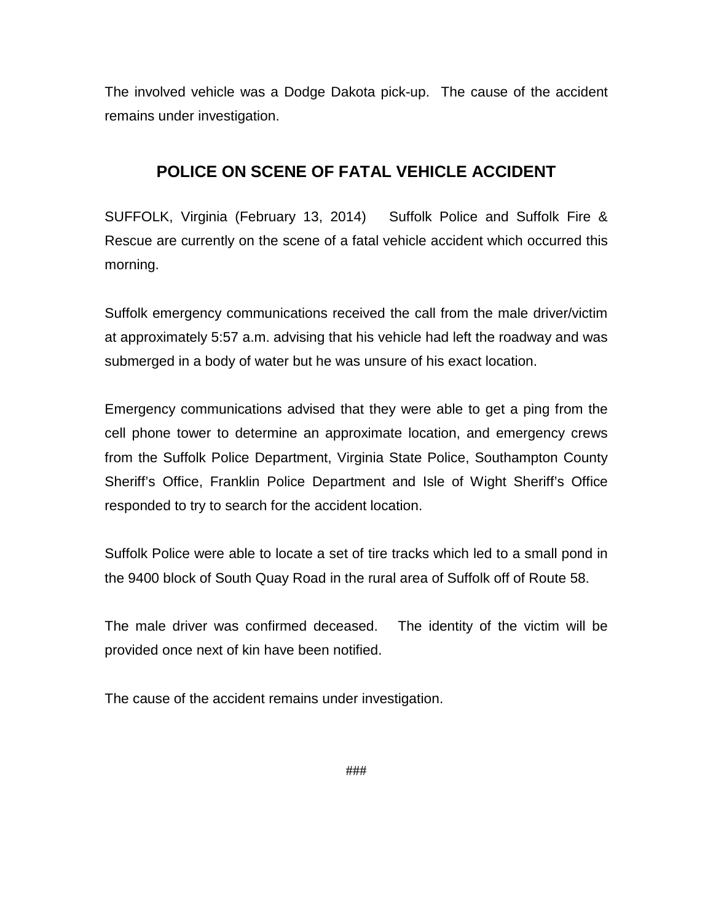The involved vehicle was a Dodge Dakota pick-up. The cause of the accident remains under investigation.

## POLICE ON SCENE OF FATAL VEHICLE ACCIDENT

SUFFOLK, Virginia (February 13, 2014) Suffolk Police and Suffolk Fire & Rescue are currently on the scene of a fatal vehicle accident which occurred this morning.

Suffolk emergency communications received the call from the male driver/victim at approximately 5:57 a.m. advising that his vehicle had left the roadway and was submerged in a body of water but he was unsure of his exact location.

Emergency communications advised that they were able to get a ping from the cell phone tower to determine an approximate location, and emergency crews from the Suffolk Police Department, Virginia State Police, Southampton County Sheriff's Office, Franklin Police Department and Isle of Wight Sheriff's Office responded to try to search for the accident location.

Suffolk Police were able to locate a set of tire tracks which led to a small pond in the 9400 block of South Quay Road in the rural area of Suffolk off of Route 58.

The male driver was confirmed deceased. The identity of the victim will be provided once next of kin have been notified.

The cause of the accident remains under investigation.

###